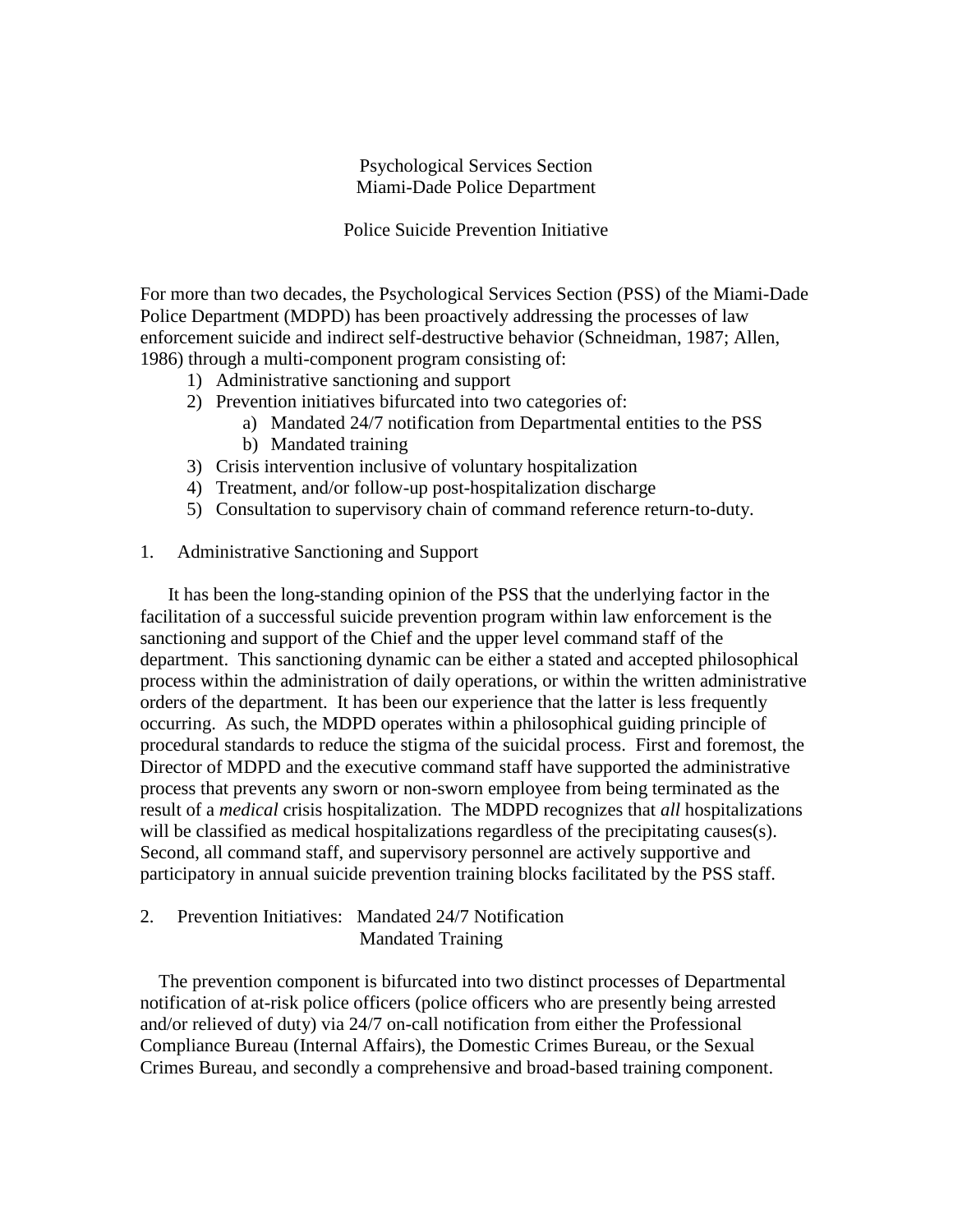# Psychological Services Section
# Miami-Dade Police Department

## Police Suicide Prevention Initiative

For more than two decades, the Psychological Services Section (PSS) of the Miami-Dade Police Department (MDPD) has been proactively addressing the processes of law enforcement suicide and indirect self-destructive behavior (Schneidman, 1987; Allen, 1986) through a multi-component program consisting of:

1) Administrative sanctioning and support
2) Prevention initiatives bifurcated into two categories of:
   a) Mandated 24/7 notification from Departmental entities to the PSS
   b) Mandated training
3) Crisis intervention inclusive of voluntary hospitalization
4) Treatment, and/or follow-up post-hospitalization discharge
5) Consultation to supervisory chain of command reference return-to-duty.

### 1. Administrative Sanctioning and Support

It has been the long-standing opinion of the PSS that the underlying factor in the facilitation of a successful suicide prevention program within law enforcement is the sanctioning and support of the Chief and the upper level command staff of the department. This sanctioning dynamic can be either a stated and accepted philosophical process within the administration of daily operations, or within the written administrative orders of the department. It has been our experience that the latter is less frequently occurring. As such, the MDPD operates within a philosophical guiding principle of procedural standards to reduce the stigma of the suicidal process. First and foremost, the Director of MDPD and the executive command staff have supported the administrative process that prevents any sworn or non-sworn employee from being terminated as the result of a *medical* crisis hospitalization. The MDPD recognizes that *all* hospitalizations will be classified as medical hospitalizations regardless of the precipitating causes(s). Second, all command staff, and supervisory personnel are actively supportive and participatory in annual suicide prevention training blocks facilitated by the PSS staff.

### 2. Prevention Initiatives: Mandated 24/7 Notification
### Mandated Training

The prevention component is bifurcated into two distinct processes of Departmental notification of at-risk police officers (police officers who are presently being arrested and/or relieved of duty) via 24/7 on-call notification from either the Professional Compliance Bureau (Internal Affairs), the Domestic Crimes Bureau, or the Sexual Crimes Bureau, and secondly a comprehensive and broad-based training component.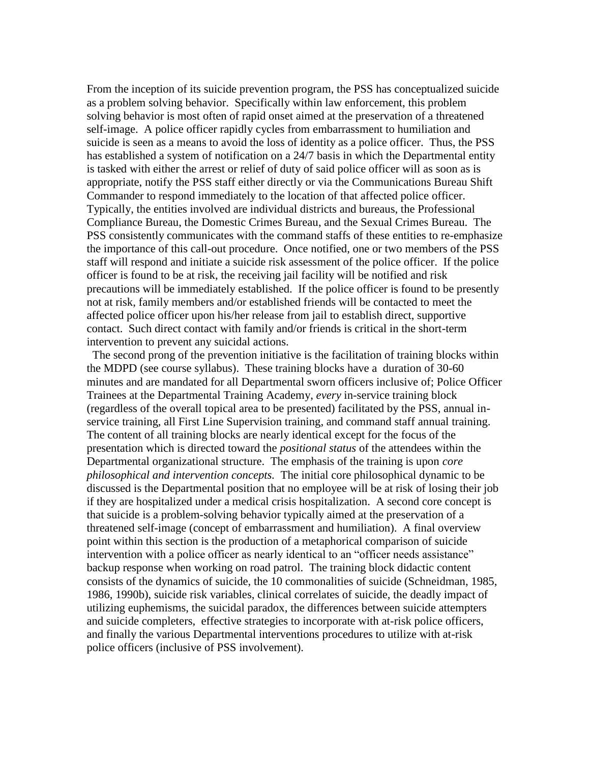From the inception of its suicide prevention program, the PSS has conceptualized suicide as a problem solving behavior. Specifically within law enforcement, this problem solving behavior is most often of rapid onset aimed at the preservation of a threatened self-image. A police officer rapidly cycles from embarrassment to humiliation and suicide is seen as a means to avoid the loss of identity as a police officer. Thus, the PSS has established a system of notification on a 24/7 basis in which the Departmental entity is tasked with either the arrest or relief of duty of said police officer will as soon as is appropriate, notify the PSS staff either directly or via the Communications Bureau Shift Commander to respond immediately to the location of that affected police officer. Typically, the entities involved are individual districts and bureaus, the Professional Compliance Bureau, the Domestic Crimes Bureau, and the Sexual Crimes Bureau. The PSS consistently communicates with the command staffs of these entities to re-emphasize the importance of this call-out procedure. Once notified, one or two members of the PSS staff will respond and initiate a suicide risk assessment of the police officer. If the police officer is found to be at risk, the receiving jail facility will be notified and risk precautions will be immediately established. If the police officer is found to be presently not at risk, family members and/or established friends will be contacted to meet the affected police officer upon his/her release from jail to establish direct, supportive contact. Such direct contact with family and/or friends is critical in the short-term intervention to prevent any suicidal actions.

The second prong of the prevention initiative is the facilitation of training blocks within the MDPD (see course syllabus). These training blocks have a duration of 30-60 minutes and are mandated for all Departmental sworn officers inclusive of; Police Officer Trainees at the Departmental Training Academy, *every* in-service training block (regardless of the overall topical area to be presented) facilitated by the PSS, annual in-service training, all First Line Supervision training, and command staff annual training. The content of all training blocks are nearly identical except for the focus of the presentation which is directed toward the *positional status* of the attendees within the Departmental organizational structure. The emphasis of the training is upon *core philosophical and intervention concepts.* The initial core philosophical dynamic to be discussed is the Departmental position that no employee will be at risk of losing their job if they are hospitalized under a medical crisis hospitalization. A second core concept is that suicide is a problem-solving behavior typically aimed at the preservation of a threatened self-image (concept of embarrassment and humiliation). A final overview point within this section is the production of a metaphorical comparison of suicide intervention with a police officer as nearly identical to an "officer needs assistance" backup response when working on road patrol. The training block didactic content consists of the dynamics of suicide, the 10 commonalities of suicide (Schneidman, 1985, 1986, 1990b), suicide risk variables, clinical correlates of suicide, the deadly impact of utilizing euphemisms, the suicidal paradox, the differences between suicide attempters and suicide completers, effective strategies to incorporate with at-risk police officers, and finally the various Departmental interventions procedures to utilize with at-risk police officers (inclusive of PSS involvement).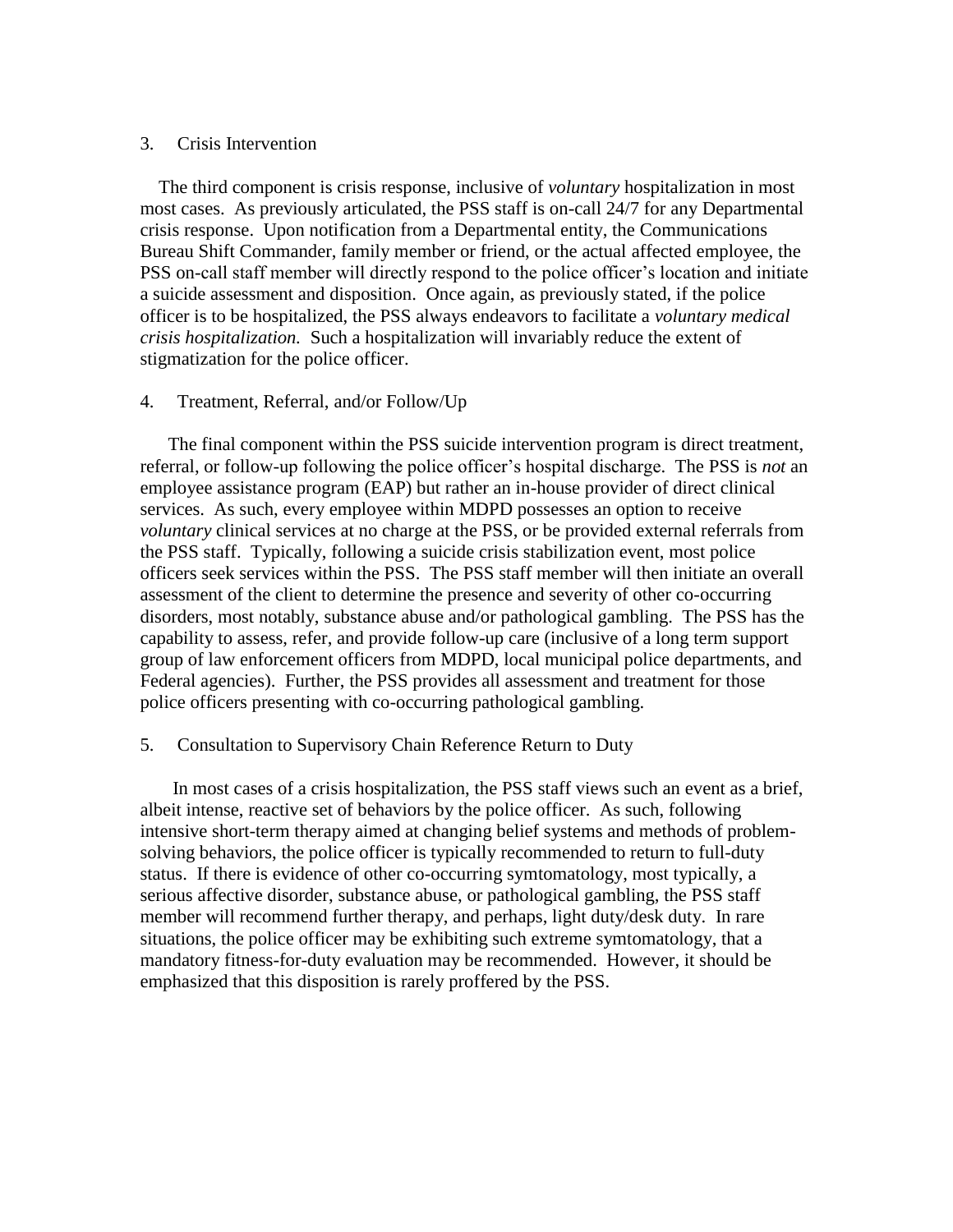3. Crisis Intervention

The third component is crisis response, inclusive of *voluntary* hospitalization in most most cases. As previously articulated, the PSS staff is on-call 24/7 for any Departmental crisis response. Upon notification from a Departmental entity, the Communications Bureau Shift Commander, family member or friend, or the actual affected employee, the PSS on-call staff member will directly respond to the police officer's location and initiate a suicide assessment and disposition. Once again, as previously stated, if the police officer is to be hospitalized, the PSS always endeavors to facilitate a *voluntary medical crisis hospitalization.* Such a hospitalization will invariably reduce the extent of stigmatization for the police officer.

4. Treatment, Referral, and/or Follow/Up

The final component within the PSS suicide intervention program is direct treatment, referral, or follow-up following the police officer's hospital discharge. The PSS is *not* an employee assistance program (EAP) but rather an in-house provider of direct clinical services. As such, every employee within MDPD possesses an option to receive *voluntary* clinical services at no charge at the PSS, or be provided external referrals from the PSS staff. Typically, following a suicide crisis stabilization event, most police officers seek services within the PSS. The PSS staff member will then initiate an overall assessment of the client to determine the presence and severity of other co-occurring disorders, most notably, substance abuse and/or pathological gambling. The PSS has the capability to assess, refer, and provide follow-up care (inclusive of a long term support group of law enforcement officers from MDPD, local municipal police departments, and Federal agencies). Further, the PSS provides all assessment and treatment for those police officers presenting with co-occurring pathological gambling.

5. Consultation to Supervisory Chain Reference Return to Duty

In most cases of a crisis hospitalization, the PSS staff views such an event as a brief, albeit intense, reactive set of behaviors by the police officer. As such, following intensive short-term therapy aimed at changing belief systems and methods of problem-solving behaviors, the police officer is typically recommended to return to full-duty status. If there is evidence of other co-occurring symtomatology, most typically, a serious affective disorder, substance abuse, or pathological gambling, the PSS staff member will recommend further therapy, and perhaps, light duty/desk duty. In rare situations, the police officer may be exhibiting such extreme symtomatology, that a mandatory fitness-for-duty evaluation may be recommended. However, it should be emphasized that this disposition is rarely proffered by the PSS.